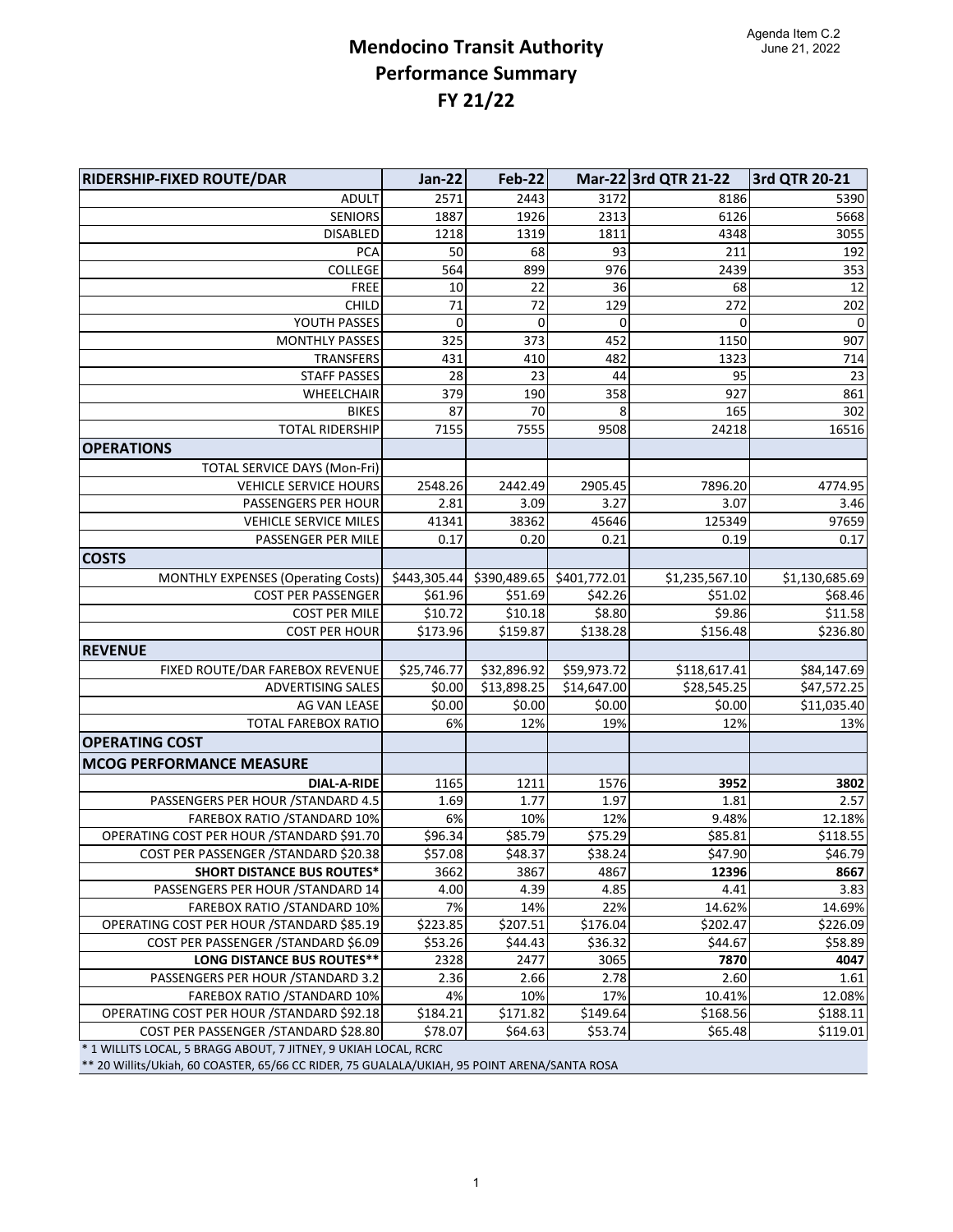Agenda Item C.2
June 21, 2022

# Mendocino Transit Authority
## Performance Summary
## FY 21/22

| RIDERSHIP-FIXED ROUTE/DAR | Jan-22 | Feb-22 | Mar-22 | 3rd QTR 21-22 | 3rd QTR 20-21 |
|---|---|---|---|---|---|
| ADULT | 2571 | 2443 | 3172 | 8186 | 5390 |
| SENIORS | 1887 | 1926 | 2313 | 6126 | 5668 |
| DISABLED | 1218 | 1319 | 1811 | 4348 | 3055 |
| PCA | 50 | 68 | 93 | 211 | 192 |
| COLLEGE | 564 | 899 | 976 | 2439 | 353 |
| FREE | 10 | 22 | 36 | 68 | 12 |
| CHILD | 71 | 72 | 129 | 272 | 202 |
| YOUTH PASSES | 0 | 0 | 0 | 0 | 0 |
| MONTHLY PASSES | 325 | 373 | 452 | 1150 | 907 |
| TRANSFERS | 431 | 410 | 482 | 1323 | 714 |
| STAFF PASSES | 28 | 23 | 44 | 95 | 23 |
| WHEELCHAIR | 379 | 190 | 358 | 927 | 861 |
| BIKES | 87 | 70 | 8 | 165 | 302 |
| TOTAL RIDERSHIP | 7155 | 7555 | 9508 | 24218 | 16516 |
| **OPERATIONS** | | | | | |
| TOTAL SERVICE DAYS (Mon-Fri) | | | | | |
| VEHICLE SERVICE HOURS | 2548.26 | 2442.49 | 2905.45 | 7896.20 | 4774.95 |
| PASSENGERS PER HOUR | 2.81 | 3.09 | 3.27 | 3.07 | 3.46 |
| VEHICLE SERVICE MILES | 41341 | 38362 | 45646 | 125349 | 97659 |
| PASSENGER PER MILE | 0.17 | 0.20 | 0.21 | 0.19 | 0.17 |
| **COSTS** | | | | | |
| MONTHLY EXPENSES (Operating Costs) | $443,305.44 | $390,489.65 | $401,772.01 | $1,235,567.10 | $1,130,685.69 |
| COST PER PASSENGER | $61.96 | $51.69 | $42.26 | $51.02 | $68.46 |
| COST PER MILE | $10.72 | $10.18 | $8.80 | $9.86 | $11.58 |
| COST PER HOUR | $173.96 | $159.87 | $138.28 | $156.48 | $236.80 |
| **REVENUE** | | | | | |
| FIXED ROUTE/DAR FAREBOX REVENUE | $25,746.77 | $32,896.92 | $59,973.72 | $118,617.41 | $84,147.69 |
| ADVERTISING SALES | $0.00 | $13,898.25 | $14,647.00 | $28,545.25 | $47,572.25 |
| AG VAN LEASE | $0.00 | $0.00 | $0.00 | $0.00 | $11,035.40 |
| TOTAL FAREBOX RATIO | 6% | 12% | 19% | 12% | 13% |
| **OPERATING COST** | | | | | |
| **MCOG PERFORMANCE MEASURE** | | | | | |
| **DIAL-A-RIDE** | 1165 | 1211 | 1576 | **3952** | **3802** |
| PASSENGERS PER HOUR /STANDARD 4.5 | 1.69 | 1.77 | 1.97 | 1.81 | 2.57 |
| FAREBOX RATIO /STANDARD 10% | 6% | 10% | 12% | 9.48% | 12.18% |
| OPERATING COST PER HOUR /STANDARD $91.70 | $96.34 | $85.79 | $75.29 | $85.81 | $118.55 |
| COST PER PASSENGER /STANDARD $20.38 | $57.08 | $48.37 | $38.24 | $47.90 | $46.79 |
| **SHORT DISTANCE BUS ROUTES*** | 3662 | 3867 | 4867 | **12396** | **8667** |
| PASSENGERS PER HOUR /STANDARD 14 | 4.00 | 4.39 | 4.85 | 4.41 | 3.83 |
| FAREBOX RATIO /STANDARD 10% | 7% | 14% | 22% | 14.62% | 14.69% |
| OPERATING COST PER HOUR /STANDARD $85.19 | $223.85 | $207.51 | $176.04 | $202.47 | $226.09 |
| COST PER PASSENGER /STANDARD $6.09 | $53.26 | $44.43 | $36.32 | $44.67 | $58.89 |
| **LONG DISTANCE BUS ROUTES**** | 2328 | 2477 | 3065 | **7870** | **4047** |
| PASSENGERS PER HOUR /STANDARD 3.2 | 2.36 | 2.66 | 2.78 | 2.60 | 1.61 |
| FAREBOX RATIO /STANDARD 10% | 4% | 10% | 17% | 10.41% | 12.08% |
| OPERATING COST PER HOUR /STANDARD $92.18 | $184.21 | $171.82 | $149.64 | $168.56 | $188.11 |
| COST PER PASSENGER /STANDARD $28.80 | $78.07 | $64.63 | $53.74 | $65.48 | $119.01 |

* 1 WILLITS LOCAL, 5 BRAGG ABOUT, 7 JITNEY, 9 UKIAH LOCAL, RCRC

** 20 Willits/Ukiah, 60 COASTER, 65/66 CC RIDER, 75 GUALALA/UKIAH, 95 POINT ARENA/SANTA ROSA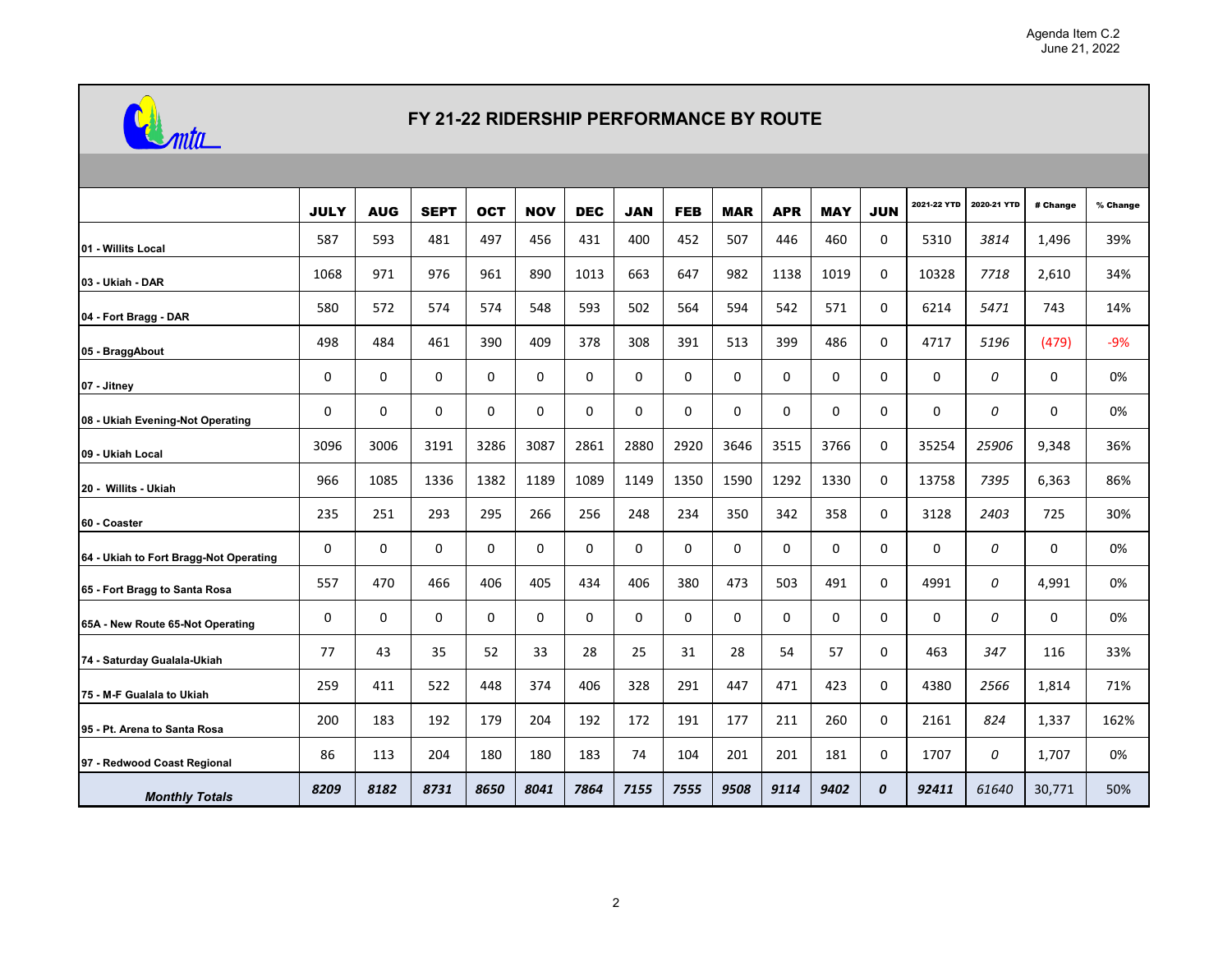Agenda Item C.2
June 21, 2022

# FY 21-22 RIDERSHIP PERFORMANCE BY ROUTE

| | JULY | AUG | SEPT | OCT | NOV | DEC | JAN | FEB | MAR | APR | MAY | JUN | 2021-22 YTD | 2020-21 YTD | # Change | % Change |
|---|---|---|---|---|---|---|---|---|---|---|---|---|---|---|---|---|
| 01 - Willits Local | 587 | 593 | 481 | 497 | 456 | 431 | 400 | 452 | 507 | 446 | 460 | 0 | 5310 | *3814* | 1,496 | 39% |
| 03 - Ukiah - DAR | 1068 | 971 | 976 | 961 | 890 | 1013 | 663 | 647 | 982 | 1138 | 1019 | 0 | 10328 | *7718* | 2,610 | 34% |
| 04 - Fort Bragg - DAR | 580 | 572 | 574 | 574 | 548 | 593 | 502 | 564 | 594 | 542 | 571 | 0 | 6214 | *5471* | 743 | 14% |
| 05 - BraggAbout | 498 | 484 | 461 | 390 | 409 | 378 | 308 | 391 | 513 | 399 | 486 | 0 | 4717 | *5196* | (479) | -9% |
| 07 - Jitney | 0 | 0 | 0 | 0 | 0 | 0 | 0 | 0 | 0 | 0 | 0 | 0 | 0 | *0* | 0 | 0% |
| 08 - Ukiah Evening-Not Operating | 0 | 0 | 0 | 0 | 0 | 0 | 0 | 0 | 0 | 0 | 0 | 0 | 0 | *0* | 0 | 0% |
| 09 - Ukiah Local | 3096 | 3006 | 3191 | 3286 | 3087 | 2861 | 2880 | 2920 | 3646 | 3515 | 3766 | 0 | 35254 | *25906* | 9,348 | 36% |
| 20 - Willits - Ukiah | 966 | 1085 | 1336 | 1382 | 1189 | 1089 | 1149 | 1350 | 1590 | 1292 | 1330 | 0 | 13758 | *7395* | 6,363 | 86% |
| 60 - Coaster | 235 | 251 | 293 | 295 | 266 | 256 | 248 | 234 | 350 | 342 | 358 | 0 | 3128 | *2403* | 725 | 30% |
| 64 - Ukiah to Fort Bragg-Not Operating | 0 | 0 | 0 | 0 | 0 | 0 | 0 | 0 | 0 | 0 | 0 | 0 | 0 | *0* | 0 | 0% |
| 65 - Fort Bragg to Santa Rosa | 557 | 470 | 466 | 406 | 405 | 434 | 406 | 380 | 473 | 503 | 491 | 0 | 4991 | *0* | 4,991 | 0% |
| 65A - New Route 65-Not Operating | 0 | 0 | 0 | 0 | 0 | 0 | 0 | 0 | 0 | 0 | 0 | 0 | 0 | *0* | 0 | 0% |
| 74 - Saturday Gualala-Ukiah | 77 | 43 | 35 | 52 | 33 | 28 | 25 | 31 | 28 | 54 | 57 | 0 | 463 | *347* | 116 | 33% |
| 75 - M-F Gualala to Ukiah | 259 | 411 | 522 | 448 | 374 | 406 | 328 | 291 | 447 | 471 | 423 | 0 | 4380 | *2566* | 1,814 | 71% |
| 95 - Pt. Arena to Santa Rosa | 200 | 183 | 192 | 179 | 204 | 192 | 172 | 191 | 177 | 211 | 260 | 0 | 2161 | *824* | 1,337 | 162% |
| 97 - Redwood Coast Regional | 86 | 113 | 204 | 180 | 180 | 183 | 74 | 104 | 201 | 201 | 181 | 0 | 1707 | *0* | 1,707 | 0% |
| ***Monthly Totals*** | ***8209*** | ***8182*** | ***8731*** | ***8650*** | ***8041*** | ***7864*** | ***7155*** | ***7555*** | ***9508*** | ***9114*** | ***9402*** | ***0*** | ***92411*** | *61640* | 30,771 | 50% |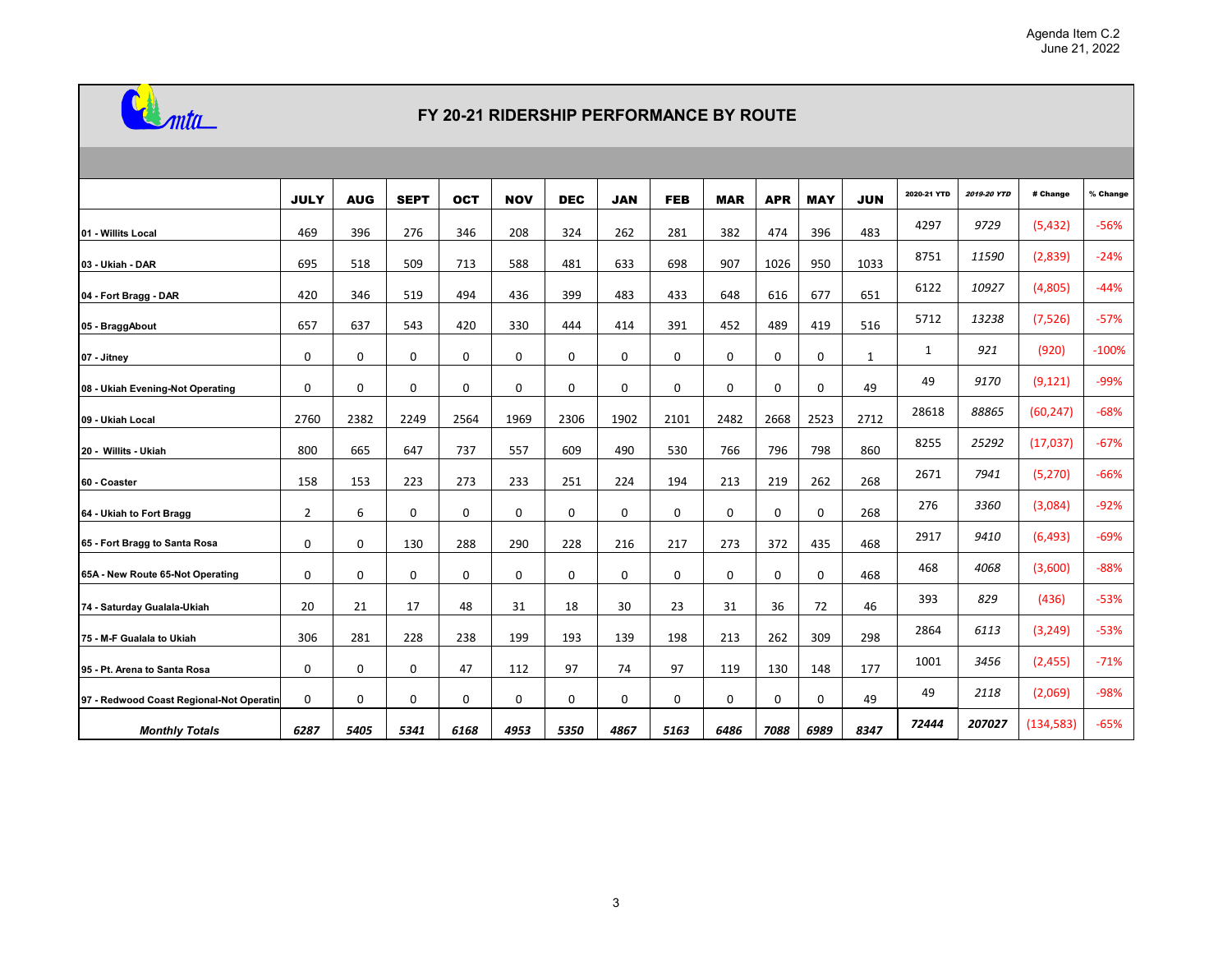Agenda Item C.2
June 21, 2022

# FY 20-21 RIDERSHIP PERFORMANCE BY ROUTE

| | JULY | AUG | SEPT | OCT | NOV | DEC | JAN | FEB | MAR | APR | MAY | JUN | 2020-21 YTD | *2019-20 YTD* | # Change | % Change |
|---|---|---|---|---|---|---|---|---|---|---|---|---|---|---|---|---|
| **01 - Willits Local** | 469 | 396 | 276 | 346 | 208 | 324 | 262 | 281 | 382 | 474 | 396 | 483 | 4297 | *9729* | (5,432) | -56% |
| **03 - Ukiah - DAR** | 695 | 518 | 509 | 713 | 588 | 481 | 633 | 698 | 907 | 1026 | 950 | 1033 | 8751 | *11590* | (2,839) | -24% |
| **04 - Fort Bragg - DAR** | 420 | 346 | 519 | 494 | 436 | 399 | 483 | 433 | 648 | 616 | 677 | 651 | 6122 | *10927* | (4,805) | -44% |
| **05 - BraggAbout** | 657 | 637 | 543 | 420 | 330 | 444 | 414 | 391 | 452 | 489 | 419 | 516 | 5712 | *13238* | (7,526) | -57% |
| **07 - Jitney** | 0 | 0 | 0 | 0 | 0 | 0 | 0 | 0 | 0 | 0 | 0 | 1 | 1 | *921* | (920) | -100% |
| **08 - Ukiah Evening-Not Operating** | 0 | 0 | 0 | 0 | 0 | 0 | 0 | 0 | 0 | 0 | 0 | 49 | 49 | *9170* | (9,121) | -99% |
| **09 - Ukiah Local** | 2760 | 2382 | 2249 | 2564 | 1969 | 2306 | 1902 | 2101 | 2482 | 2668 | 2523 | 2712 | 28618 | *88865* | (60,247) | -68% |
| **20 - Willits - Ukiah** | 800 | 665 | 647 | 737 | 557 | 609 | 490 | 530 | 766 | 796 | 798 | 860 | 8255 | *25292* | (17,037) | -67% |
| **60 - Coaster** | 158 | 153 | 223 | 273 | 233 | 251 | 224 | 194 | 213 | 219 | 262 | 268 | 2671 | *7941* | (5,270) | -66% |
| **64 - Ukiah to Fort Bragg** | 2 | 6 | 0 | 0 | 0 | 0 | 0 | 0 | 0 | 0 | 0 | 268 | 276 | *3360* | (3,084) | -92% |
| **65 - Fort Bragg to Santa Rosa** | 0 | 0 | 130 | 288 | 290 | 228 | 216 | 217 | 273 | 372 | 435 | 468 | 2917 | *9410* | (6,493) | -69% |
| **65A - New Route 65-Not Operating** | 0 | 0 | 0 | 0 | 0 | 0 | 0 | 0 | 0 | 0 | 0 | 468 | 468 | *4068* | (3,600) | -88% |
| **74 - Saturday Gualala-Ukiah** | 20 | 21 | 17 | 48 | 31 | 18 | 30 | 23 | 31 | 36 | 72 | 46 | 393 | *829* | (436) | -53% |
| **75 - M-F Gualala to Ukiah** | 306 | 281 | 228 | 238 | 199 | 193 | 139 | 198 | 213 | 262 | 309 | 298 | 2864 | *6113* | (3,249) | -53% |
| **95 - Pt. Arena to Santa Rosa** | 0 | 0 | 0 | 47 | 112 | 97 | 74 | 97 | 119 | 130 | 148 | 177 | 1001 | *3456* | (2,455) | -71% |
| **97 - Redwood Coast Regional-Not Operatin** | 0 | 0 | 0 | 0 | 0 | 0 | 0 | 0 | 0 | 0 | 0 | 49 | 49 | *2118* | (2,069) | -98% |
| ***Monthly Totals*** | ***6287*** | ***5405*** | ***5341*** | ***6168*** | ***4953*** | ***5350*** | ***4867*** | ***5163*** | ***6486*** | ***7088*** | ***6989*** | ***8347*** | ***72444*** | ***207027*** | (134,583) | -65% |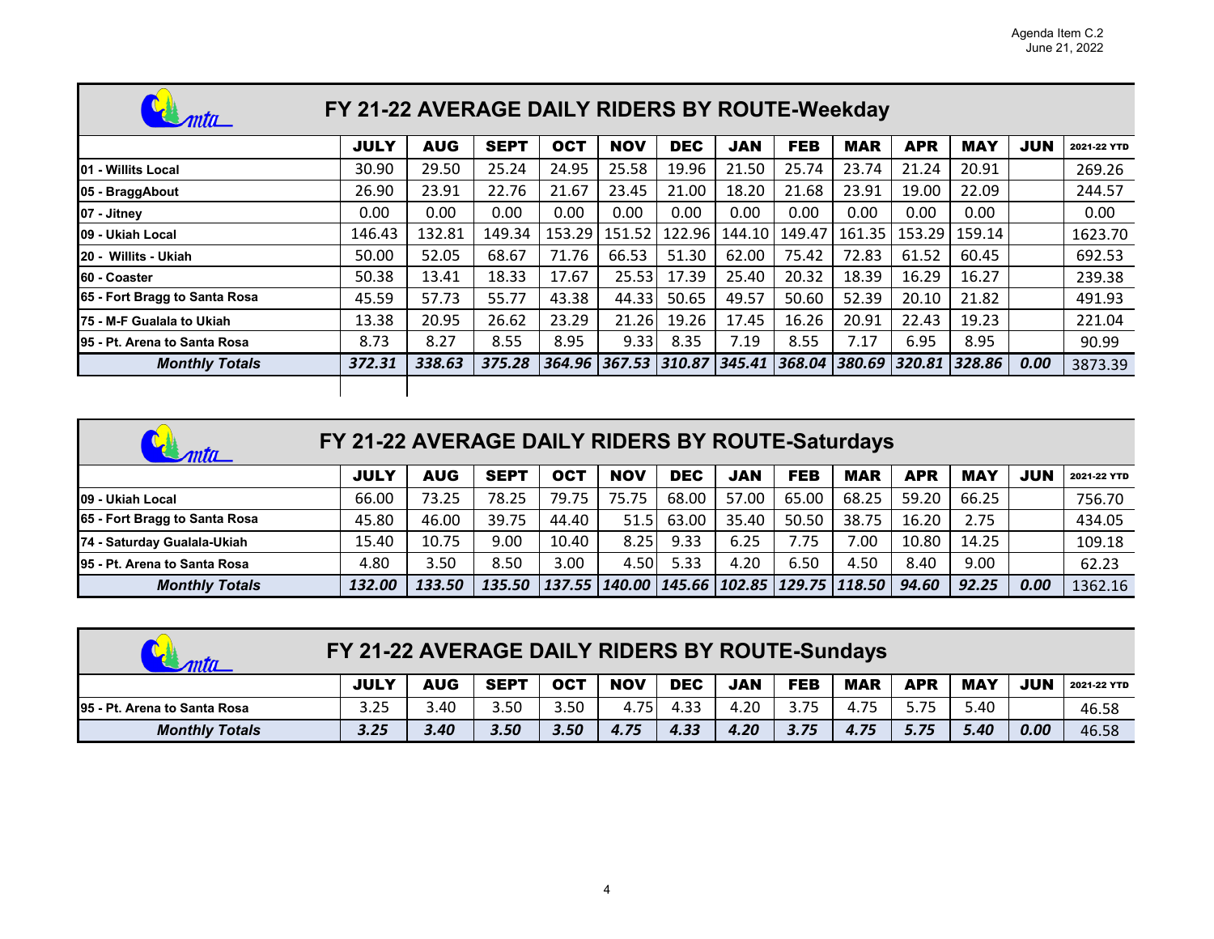Agenda Item C.2
June 21, 2022

## FY 21-22 AVERAGE DAILY RIDERS BY ROUTE-Weekday

| | JULY | AUG | SEPT | OCT | NOV | DEC | JAN | FEB | MAR | APR | MAY | JUN | 2021-22 YTD |
|---|---|---|---|---|---|---|---|---|---|---|---|---|---|
| **01 - Willits Local** | 30.90 | 29.50 | 25.24 | 24.95 | 25.58 | 19.96 | 21.50 | 25.74 | 23.74 | 21.24 | 20.91 | | 269.26 |
| **05 - BraggAbout** | 26.90 | 23.91 | 22.76 | 21.67 | 23.45 | 21.00 | 18.20 | 21.68 | 23.91 | 19.00 | 22.09 | | 244.57 |
| **07 - Jitney** | 0.00 | 0.00 | 0.00 | 0.00 | 0.00 | 0.00 | 0.00 | 0.00 | 0.00 | 0.00 | 0.00 | | 0.00 |
| **09 - Ukiah Local** | 146.43 | 132.81 | 149.34 | 153.29 | 151.52 | 122.96 | 144.10 | 149.47 | 161.35 | 153.29 | 159.14 | | 1623.70 |
| **20 - Willits - Ukiah** | 50.00 | 52.05 | 68.67 | 71.76 | 66.53 | 51.30 | 62.00 | 75.42 | 72.83 | 61.52 | 60.45 | | 692.53 |
| **60 - Coaster** | 50.38 | 13.41 | 18.33 | 17.67 | 25.53 | 17.39 | 25.40 | 20.32 | 18.39 | 16.29 | 16.27 | | 239.38 |
| **65 - Fort Bragg to Santa Rosa** | 45.59 | 57.73 | 55.77 | 43.38 | 44.33 | 50.65 | 49.57 | 50.60 | 52.39 | 20.10 | 21.82 | | 491.93 |
| **75 - M-F Gualala to Ukiah** | 13.38 | 20.95 | 26.62 | 23.29 | 21.26 | 19.26 | 17.45 | 16.26 | 20.91 | 22.43 | 19.23 | | 221.04 |
| **95 - Pt. Arena to Santa Rosa** | 8.73 | 8.27 | 8.55 | 8.95 | 9.33 | 8.35 | 7.19 | 8.55 | 7.17 | 6.95 | 8.95 | | 90.99 |
| ***Monthly Totals*** | ***372.31*** | ***338.63*** | ***375.28*** | ***364.96*** | ***367.53*** | ***310.87*** | ***345.41*** | ***368.04*** | ***380.69*** | ***320.81*** | ***328.86*** | ***0.00*** | 3873.39 |

## FY 21-22 AVERAGE DAILY RIDERS BY ROUTE-Saturdays

| | JULY | AUG | SEPT | OCT | NOV | DEC | JAN | FEB | MAR | APR | MAY | JUN | 2021-22 YTD |
|---|---|---|---|---|---|---|---|---|---|---|---|---|---|
| **09 - Ukiah Local** | 66.00 | 73.25 | 78.25 | 79.75 | 75.75 | 68.00 | 57.00 | 65.00 | 68.25 | 59.20 | 66.25 | | 756.70 |
| **65 - Fort Bragg to Santa Rosa** | 45.80 | 46.00 | 39.75 | 44.40 | 51.5 | 63.00 | 35.40 | 50.50 | 38.75 | 16.20 | 2.75 | | 434.05 |
| **74 - Saturday Gualala-Ukiah** | 15.40 | 10.75 | 9.00 | 10.40 | 8.25 | 9.33 | 6.25 | 7.75 | 7.00 | 10.80 | 14.25 | | 109.18 |
| **95 - Pt. Arena to Santa Rosa** | 4.80 | 3.50 | 8.50 | 3.00 | 4.50 | 5.33 | 4.20 | 6.50 | 4.50 | 8.40 | 9.00 | | 62.23 |
| ***Monthly Totals*** | ***132.00*** | ***133.50*** | ***135.50*** | ***137.55*** | ***140.00*** | ***145.66*** | ***102.85*** | ***129.75*** | ***118.50*** | ***94.60*** | ***92.25*** | ***0.00*** | 1362.16 |

## FY 21-22 AVERAGE DAILY RIDERS BY ROUTE-Sundays

| | JULY | AUG | SEPT | OCT | NOV | DEC | JAN | FEB | MAR | APR | MAY | JUN | 2021-22 YTD |
|---|---|---|---|---|---|---|---|---|---|---|---|---|---|
| **95 - Pt. Arena to Santa Rosa** | 3.25 | 3.40 | 3.50 | 3.50 | 4.75 | 4.33 | 4.20 | 3.75 | 4.75 | 5.75 | 5.40 | | 46.58 |
| ***Monthly Totals*** | ***3.25*** | ***3.40*** | ***3.50*** | ***3.50*** | ***4.75*** | ***4.33*** | ***4.20*** | ***3.75*** | ***4.75*** | ***5.75*** | ***5.40*** | ***0.00*** | 46.58 |